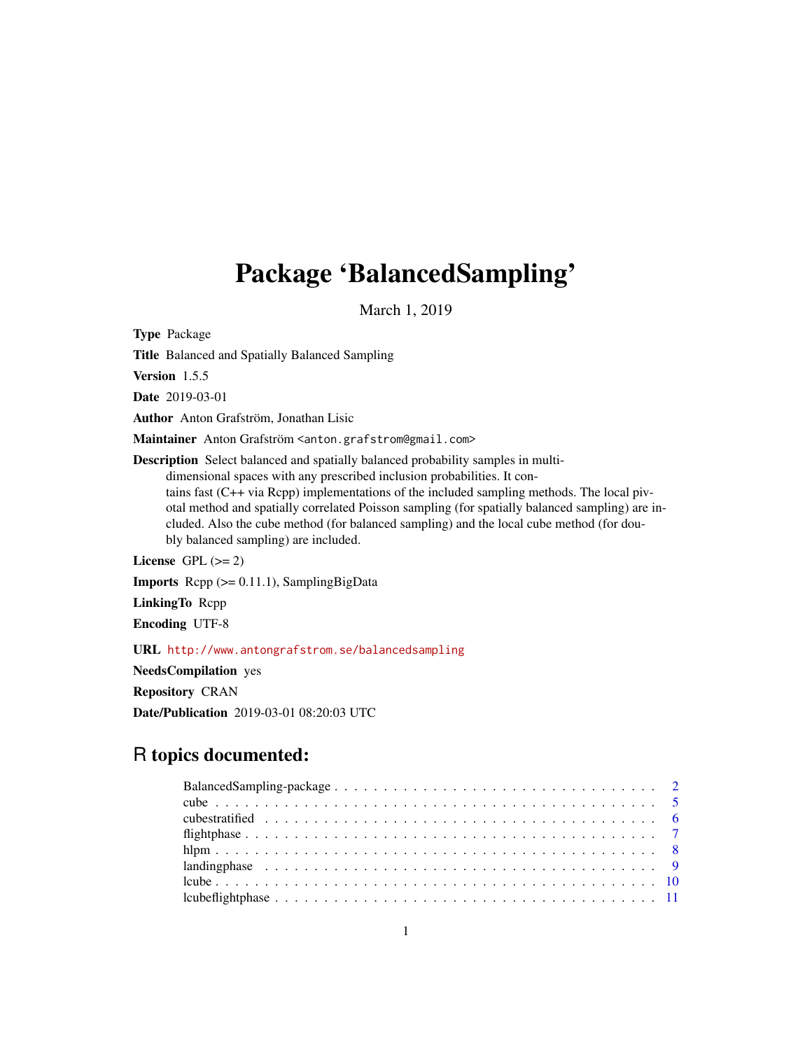# Package 'BalancedSampling'

March 1, 2019

**Type** Package

**Title** Balanced and Spatially Balanced Sampling

**Version** 1.5.5

**Date** 2019-03-01

**Author** Anton Grafström, Jonathan Lisic

**Maintainer** Anton Grafström <anton.grafstrom@gmail.com>

**Description** Select balanced and spatially balanced probability samples in multi-dimensional spaces with any prescribed inclusion probabilities. It contains fast (C++ via Rcpp) implementations of the included sampling methods. The local pivotal method and spatially correlated Poisson sampling (for spatially balanced sampling) are included. Also the cube method (for balanced sampling) and the local cube method (for doubly balanced sampling) are included.

**License** GPL (>= 2)

**Imports** Rcpp (>= 0.11.1), SamplingBigData

**LinkingTo** Rcpp

**Encoding** UTF-8

**URL** http://www.antongrafstrom.se/balancedsampling

**NeedsCompilation** yes

**Repository** CRAN

**Date/Publication** 2019-03-01 08:20:03 UTC

## R topics documented:

- BalancedSampling-package . . . . . . . . . . . . . . . . . . . . . . . . . . . . . . . . . 2
- cube . . . . . . . . . . . . . . . . . . . . . . . . . . . . . . . . . . . . . . . . . . . . . 5
- cubestratified . . . . . . . . . . . . . . . . . . . . . . . . . . . . . . . . . . . . . . . . 6
- flightphase . . . . . . . . . . . . . . . . . . . . . . . . . . . . . . . . . . . . . . . . . 7
- hlpm . . . . . . . . . . . . . . . . . . . . . . . . . . . . . . . . . . . . . . . . . . . . 8
- landingphase . . . . . . . . . . . . . . . . . . . . . . . . . . . . . . . . . . . . . . . . 9
- lcube . . . . . . . . . . . . . . . . . . . . . . . . . . . . . . . . . . . . . . . . . . . . 10
- lcubeflightphase . . . . . . . . . . . . . . . . . . . . . . . . . . . . . . . . . . . . . . 11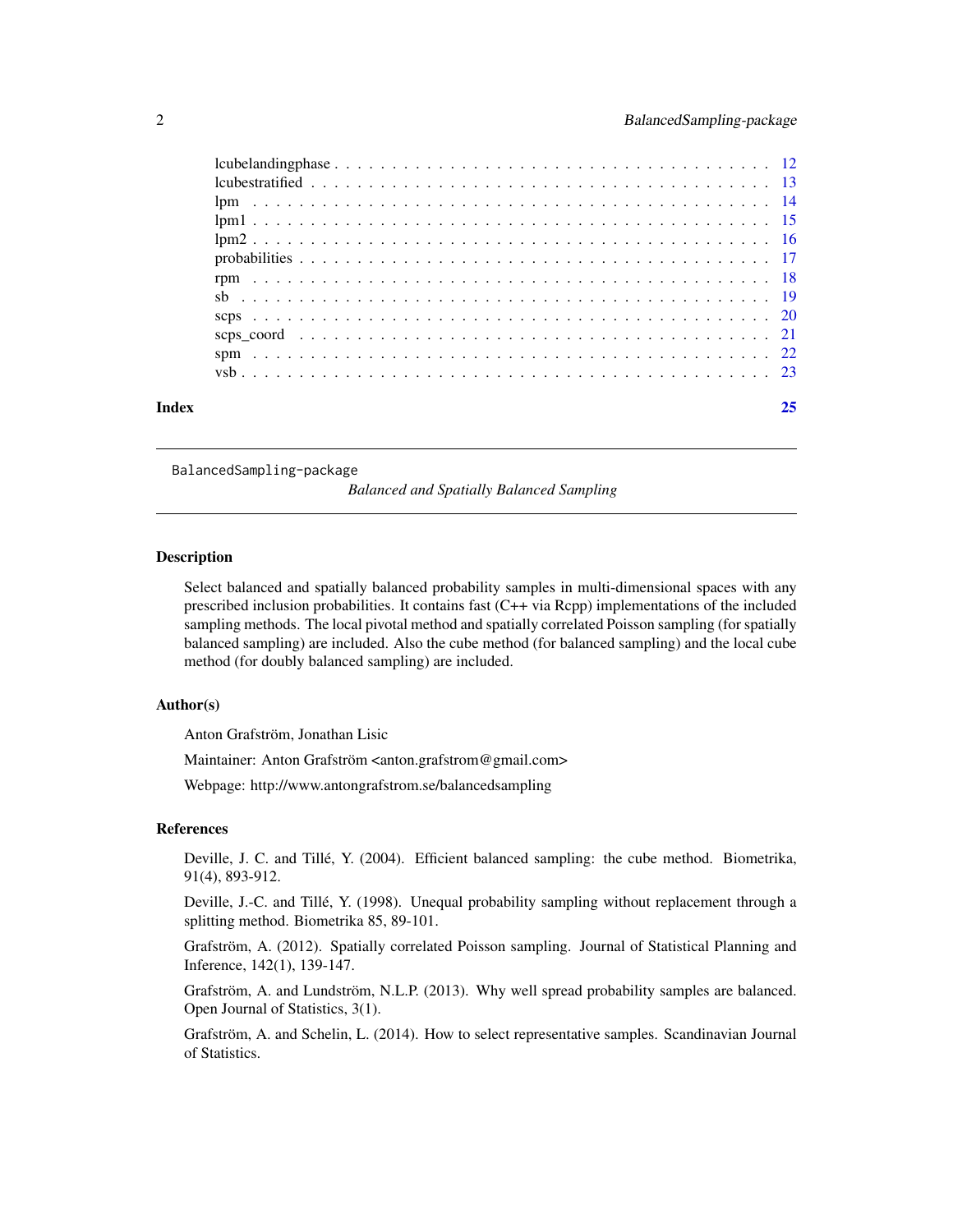lcubelandingphase . . . . . . . . . . . . . . . . . . . . . . . . . . . . . . . . . . . . 12
lcubestratified . . . . . . . . . . . . . . . . . . . . . . . . . . . . . . . . . . . . . . 13
lpm . . . . . . . . . . . . . . . . . . . . . . . . . . . . . . . . . . . . . . . . . . . 14
lpm1 . . . . . . . . . . . . . . . . . . . . . . . . . . . . . . . . . . . . . . . . . . 15
lpm2 . . . . . . . . . . . . . . . . . . . . . . . . . . . . . . . . . . . . . . . . . . 16
probabilities . . . . . . . . . . . . . . . . . . . . . . . . . . . . . . . . . . . . . . 17
rpm . . . . . . . . . . . . . . . . . . . . . . . . . . . . . . . . . . . . . . . . . . . 18
sb . . . . . . . . . . . . . . . . . . . . . . . . . . . . . . . . . . . . . . . . . . . . 19
scps . . . . . . . . . . . . . . . . . . . . . . . . . . . . . . . . . . . . . . . . . . . 20
scps_coord . . . . . . . . . . . . . . . . . . . . . . . . . . . . . . . . . . . . . . . 21
spm . . . . . . . . . . . . . . . . . . . . . . . . . . . . . . . . . . . . . . . . . . . 22
vsb . . . . . . . . . . . . . . . . . . . . . . . . . . . . . . . . . . . . . . . . . . . 23

**Index** **25**

---

`BalancedSampling-package` *Balanced and Spatially Balanced Sampling*

---

## Description

Select balanced and spatially balanced probability samples in multi-dimensional spaces with any prescribed inclusion probabilities. It contains fast (C++ via Rcpp) implementations of the included sampling methods. The local pivotal method and spatially correlated Poisson sampling (for spatially balanced sampling) are included. Also the cube method (for balanced sampling) and the local cube method (for doubly balanced sampling) are included.

## Author(s)

Anton Grafström, Jonathan Lisic

Maintainer: Anton Grafström <anton.grafstrom@gmail.com>

Webpage: http://www.antongrafstrom.se/balancedsampling

## References

Deville, J. C. and Tillé, Y. (2004). Efficient balanced sampling: the cube method. Biometrika, 91(4), 893-912.

Deville, J.-C. and Tillé, Y. (1998). Unequal probability sampling without replacement through a splitting method. Biometrika 85, 89-101.

Grafström, A. (2012). Spatially correlated Poisson sampling. Journal of Statistical Planning and Inference, 142(1), 139-147.

Grafström, A. and Lundström, N.L.P. (2013). Why well spread probability samples are balanced. Open Journal of Statistics, 3(1).

Grafström, A. and Schelin, L. (2014). How to select representative samples. Scandinavian Journal of Statistics.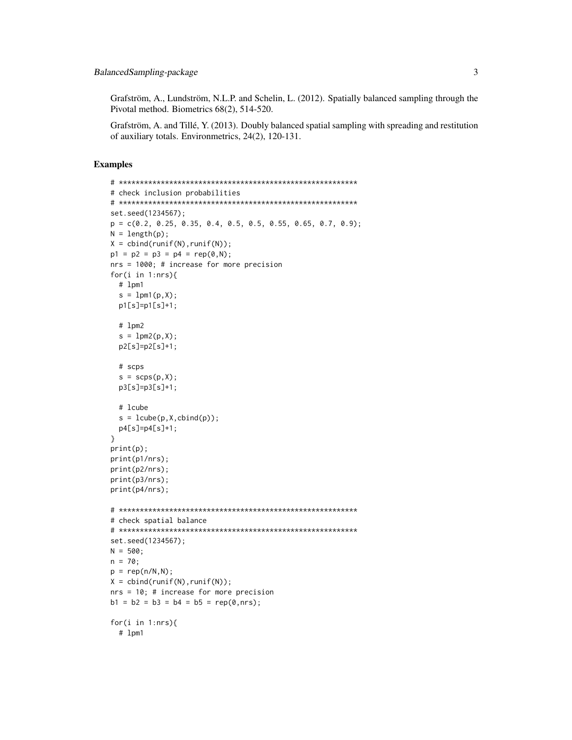Grafström, A., Lundström, N.L.P. and Schelin, L. (2012). Spatially balanced sampling through the Pivotal method. Biometrics 68(2), 514-520.

Grafström, A. and Tillé, Y. (2013). Doubly balanced spatial sampling with spreading and restitution of auxiliary totals. Environmetrics, 24(2), 120-131.

## Examples

```
# *********************************************************
# check inclusion probabilities
# *********************************************************
set.seed(1234567);
p = c(0.2, 0.25, 0.35, 0.4, 0.5, 0.5, 0.55, 0.65, 0.7, 0.9);
N = length(p);
X = cbind(runif(N),runif(N));
p1 = p2 = p3 = p4 = rep(0,N);
nrs = 1000; # increase for more precision
for(i in 1:nrs){
  # lpm1
  s = lpm1(p,X);
  p1[s]=p1[s]+1;

  # lpm2
  s = lpm2(p,X);
  p2[s]=p2[s]+1;

  # scps
  s = scps(p,X);
  p3[s]=p3[s]+1;

  # lcube
  s = lcube(p,X,cbind(p));
  p4[s]=p4[s]+1;
}
print(p);
print(p1/nrs);
print(p2/nrs);
print(p3/nrs);
print(p4/nrs);

# *********************************************************
# check spatial balance
# *********************************************************
set.seed(1234567);
N = 500;
n = 70;
p = rep(n/N,N);
X = cbind(runif(N),runif(N));
nrs = 10; # increase for more precision
b1 = b2 = b3 = b4 = b5 = rep(0,nrs);

for(i in 1:nrs){
  # lpm1
```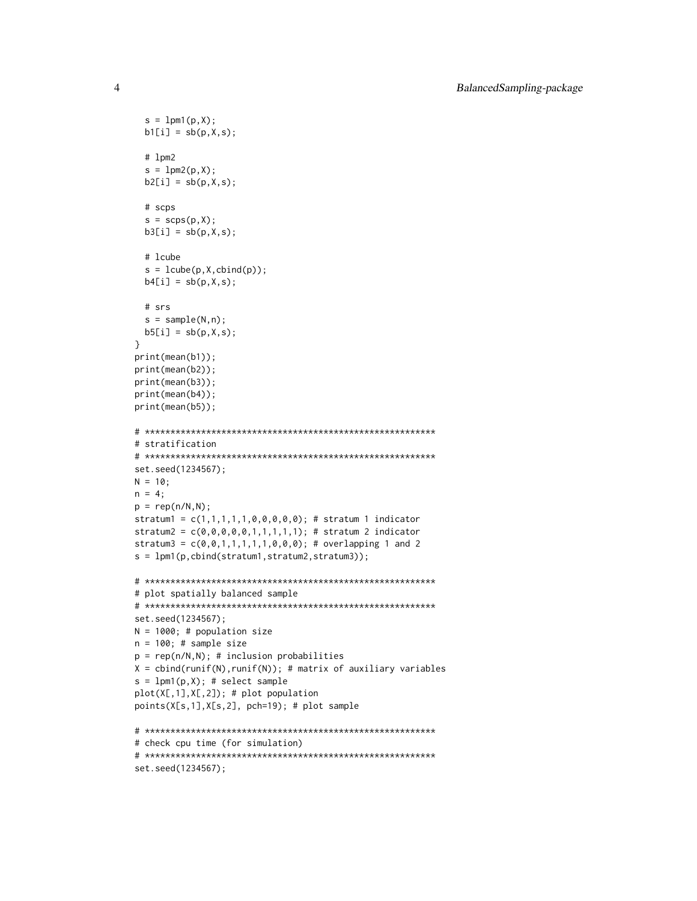```
  s = lpm1(p,X);
  b1[i] = sb(p,X,s);

  # lpm2
  s = lpm2(p,X);
  b2[i] = sb(p,X,s);

  # scps
  s = scps(p,X);
  b3[i] = sb(p,X,s);

  # lcube
  s = lcube(p,X,cbind(p));
  b4[i] = sb(p,X,s);

  # srs
  s = sample(N,n);
  b5[i] = sb(p,X,s);
}
print(mean(b1));
print(mean(b2));
print(mean(b3));
print(mean(b4));
print(mean(b5));

# *********************************************************
# stratification
# *********************************************************
set.seed(1234567);
N = 10;
n = 4;
p = rep(n/N,N);
stratum1 = c(1,1,1,1,1,0,0,0,0,0); # stratum 1 indicator
stratum2 = c(0,0,0,0,0,1,1,1,1,1); # stratum 2 indicator
stratum3 = c(0,0,1,1,1,1,1,0,0,0); # overlapping 1 and 2
s = lpm1(p,cbind(stratum1,stratum2,stratum3));

# *********************************************************
# plot spatially balanced sample
# *********************************************************
set.seed(1234567);
N = 1000; # population size
n = 100; # sample size
p = rep(n/N,N); # inclusion probabilities
X = cbind(runif(N),runif(N)); # matrix of auxiliary variables
s = lpm1(p,X); # select sample
plot(X[,1],X[,2]); # plot population
points(X[s,1],X[s,2], pch=19); # plot sample

# *********************************************************
# check cpu time (for simulation)
# *********************************************************
set.seed(1234567);
```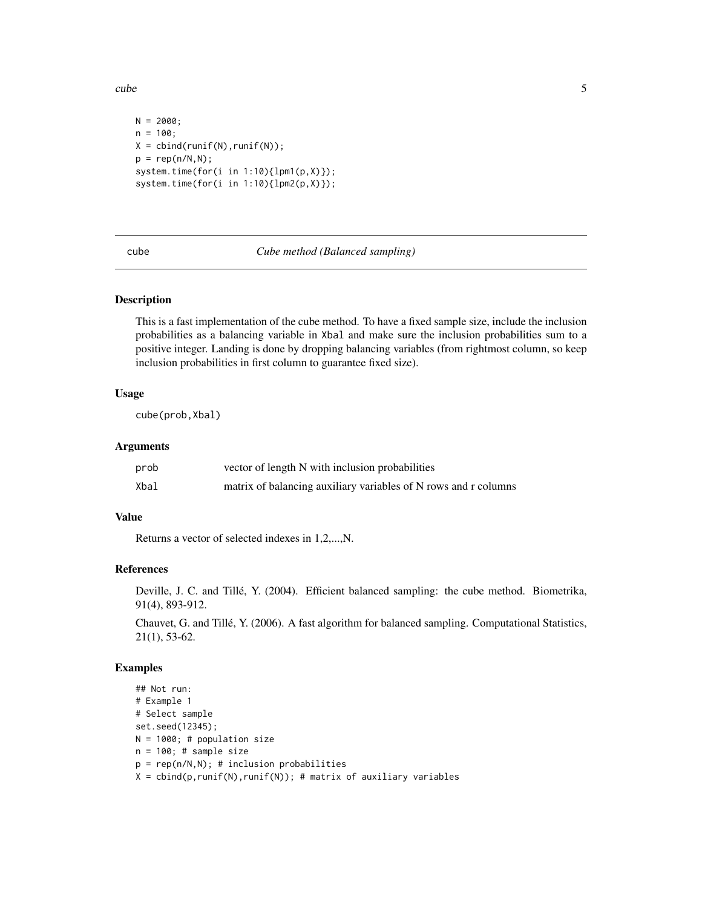```
N = 2000;
n = 100;
X = cbind(runif(N),runif(N));
p = rep(n/N,N);
system.time(for(i in 1:10){lpm1(p,X)});
system.time(for(i in 1:10){lpm2(p,X)});
```

## cube — *Cube method (Balanced sampling)*

### Description

This is a fast implementation of the cube method. To have a fixed sample size, include the inclusion probabilities as a balancing variable in Xbal and make sure the inclusion probabilities sum to a positive integer. Landing is done by dropping balancing variables (from rightmost column, so keep inclusion probabilities in first column to guarantee fixed size).

### Usage

```
cube(prob,Xbal)
```

### Arguments

| | |
|---|---|
| prob | vector of length N with inclusion probabilities |
| Xbal | matrix of balancing auxiliary variables of N rows and r columns |

### Value

Returns a vector of selected indexes in 1,2,...,N.

### References

Deville, J. C. and Tillé, Y. (2004). Efficient balanced sampling: the cube method. Biometrika, 91(4), 893-912.

Chauvet, G. and Tillé, Y. (2006). A fast algorithm for balanced sampling. Computational Statistics, 21(1), 53-62.

### Examples

```
## Not run:
# Example 1
# Select sample
set.seed(12345);
N = 1000; # population size
n = 100; # sample size
p = rep(n/N,N); # inclusion probabilities
X = cbind(p,runif(N),runif(N)); # matrix of auxiliary variables
```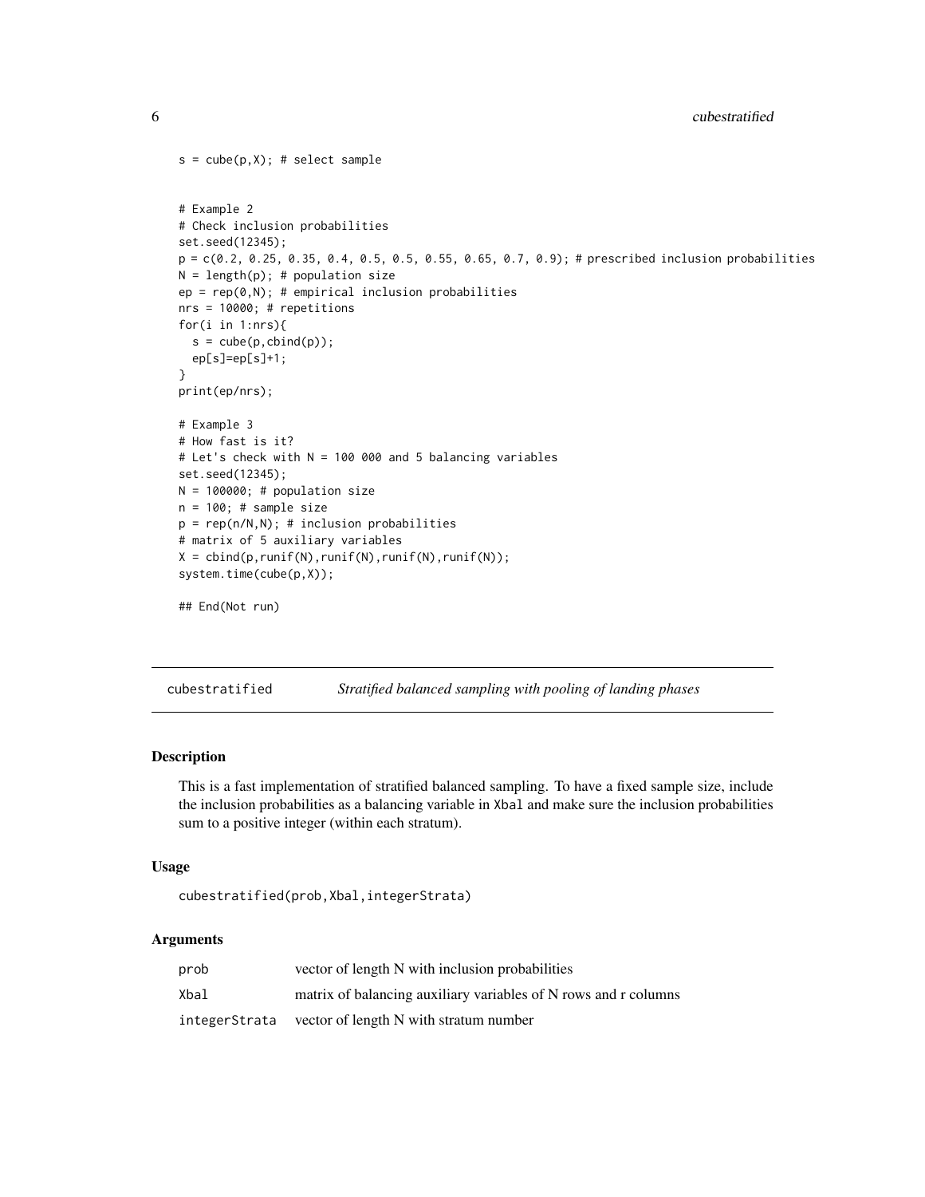```
s = cube(p,X); # select sample


# Example 2
# Check inclusion probabilities
set.seed(12345);
p = c(0.2, 0.25, 0.35, 0.4, 0.5, 0.5, 0.55, 0.65, 0.7, 0.9); # prescribed inclusion probabilities
N = length(p); # population size
ep = rep(0,N); # empirical inclusion probabilities
nrs = 10000; # repetitions
for(i in 1:nrs){
  s = cube(p,cbind(p));
  ep[s]=ep[s]+1;
}
print(ep/nrs);

# Example 3
# How fast is it?
# Let's check with N = 100 000 and 5 balancing variables
set.seed(12345);
N = 100000; # population size
n = 100; # sample size
p = rep(n/N,N); # inclusion probabilities
# matrix of 5 auxiliary variables
X = cbind(p,runif(N),runif(N),runif(N),runif(N));
system.time(cube(p,X));

## End(Not run)
```

---

## cubestratified — *Stratified balanced sampling with pooling of landing phases*

---

### Description

This is a fast implementation of stratified balanced sampling. To have a fixed sample size, include the inclusion probabilities as a balancing variable in `Xbal` and make sure the inclusion probabilities sum to a positive integer (within each stratum).

### Usage

```
cubestratified(prob,Xbal,integerStrata)
```

### Arguments

| | |
|---|---|
| `prob` | vector of length N with inclusion probabilities |
| `Xbal` | matrix of balancing auxiliary variables of N rows and r columns |
| `integerStrata` | vector of length N with stratum number |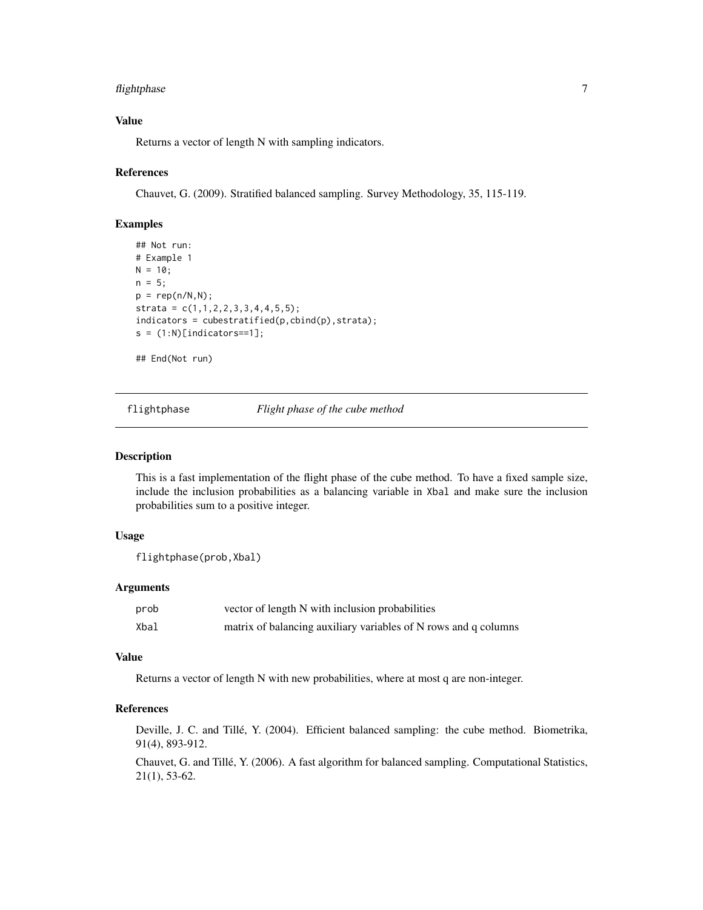### Value

Returns a vector of length N with sampling indicators.

### References

Chauvet, G. (2009). Stratified balanced sampling. Survey Methodology, 35, 115-119.

### Examples

```
## Not run:
# Example 1
N = 10;
n = 5;
p = rep(n/N,N);
strata = c(1,1,2,2,3,3,4,4,5,5);
indicators = cubestratified(p,cbind(p),strata);
s = (1:N)[indicators==1];

## End(Not run)
```

## flightphase — *Flight phase of the cube method*

### Description

This is a fast implementation of the flight phase of the cube method. To have a fixed sample size, include the inclusion probabilities as a balancing variable in `Xbal` and make sure the inclusion probabilities sum to a positive integer.

### Usage

```
flightphase(prob,Xbal)
```

### Arguments

| | |
|---|---|
| `prob` | vector of length N with inclusion probabilities |
| `Xbal` | matrix of balancing auxiliary variables of N rows and q columns |

### Value

Returns a vector of length N with new probabilities, where at most q are non-integer.

### References

Deville, J. C. and Tillé, Y. (2004). Efficient balanced sampling: the cube method. Biometrika, 91(4), 893-912.

Chauvet, G. and Tillé, Y. (2006). A fast algorithm for balanced sampling. Computational Statistics, 21(1), 53-62.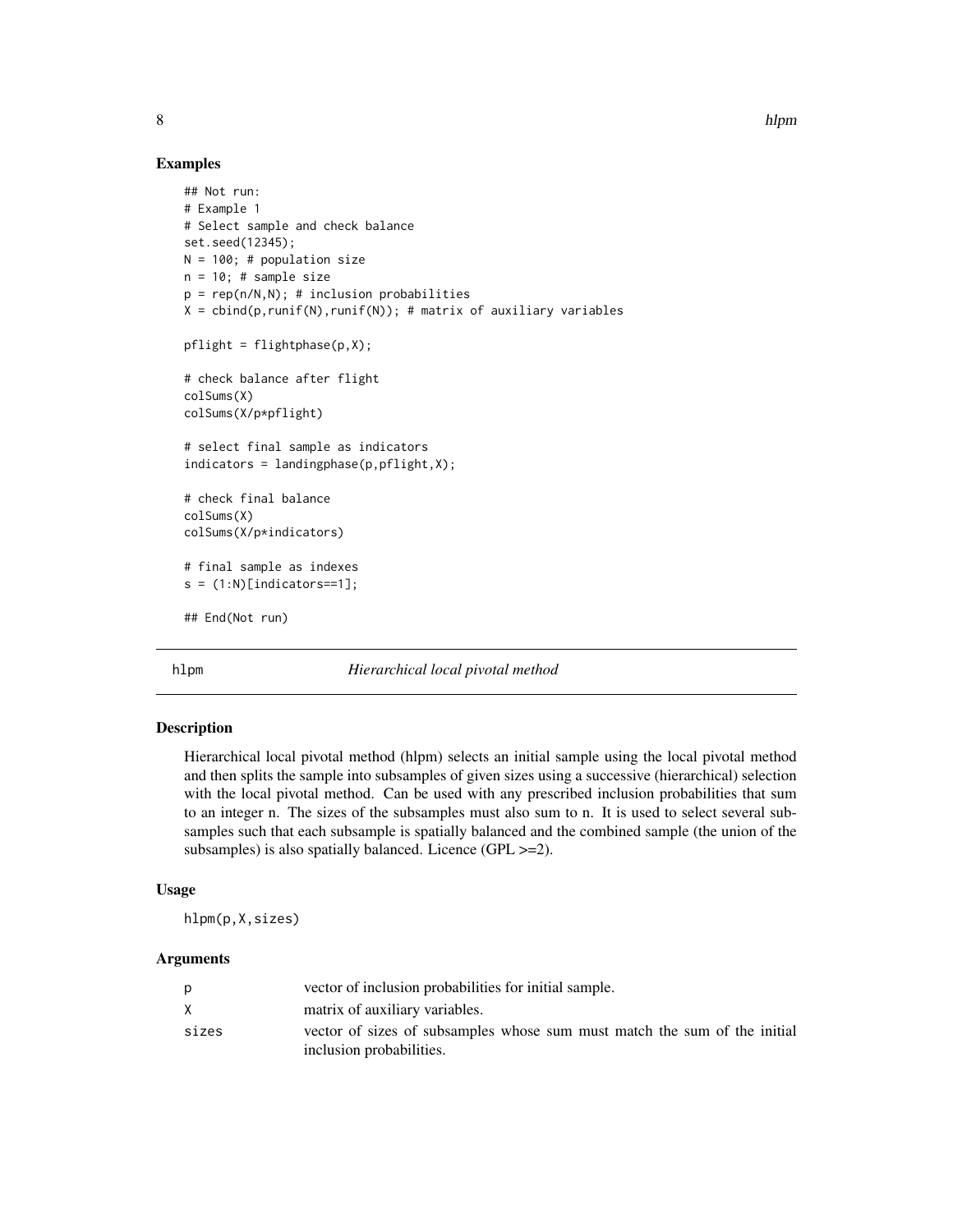## Examples

```
## Not run:
# Example 1
# Select sample and check balance
set.seed(12345);
N = 100; # population size
n = 10; # sample size
p = rep(n/N,N); # inclusion probabilities
X = cbind(p,runif(N),runif(N)); # matrix of auxiliary variables

pflight = flightphase(p,X);

# check balance after flight
colSums(X)
colSums(X/p*pflight)

# select final sample as indicators
indicators = landingphase(p,pflight,X);

# check final balance
colSums(X)
colSums(X/p*indicators)

# final sample as indexes
s = (1:N)[indicators==1];

## End(Not run)
```

---

# hlpm *Hierarchical local pivotal method*

## Description

Hierarchical local pivotal method (hlpm) selects an initial sample using the local pivotal method and then splits the sample into subsamples of given sizes using a successive (hierarchical) selection with the local pivotal method. Can be used with any prescribed inclusion probabilities that sum to an integer n. The sizes of the subsamples must also sum to n. It is used to select several subsamples such that each subsample is spatially balanced and the combined sample (the union of the subsamples) is also spatially balanced. Licence (GPL >=2).

## Usage

```
hlpm(p,X,sizes)
```

## Arguments

| | |
|---|---|
| p | vector of inclusion probabilities for initial sample. |
| X | matrix of auxiliary variables. |
| sizes | vector of sizes of subsamples whose sum must match the sum of the initial inclusion probabilities. |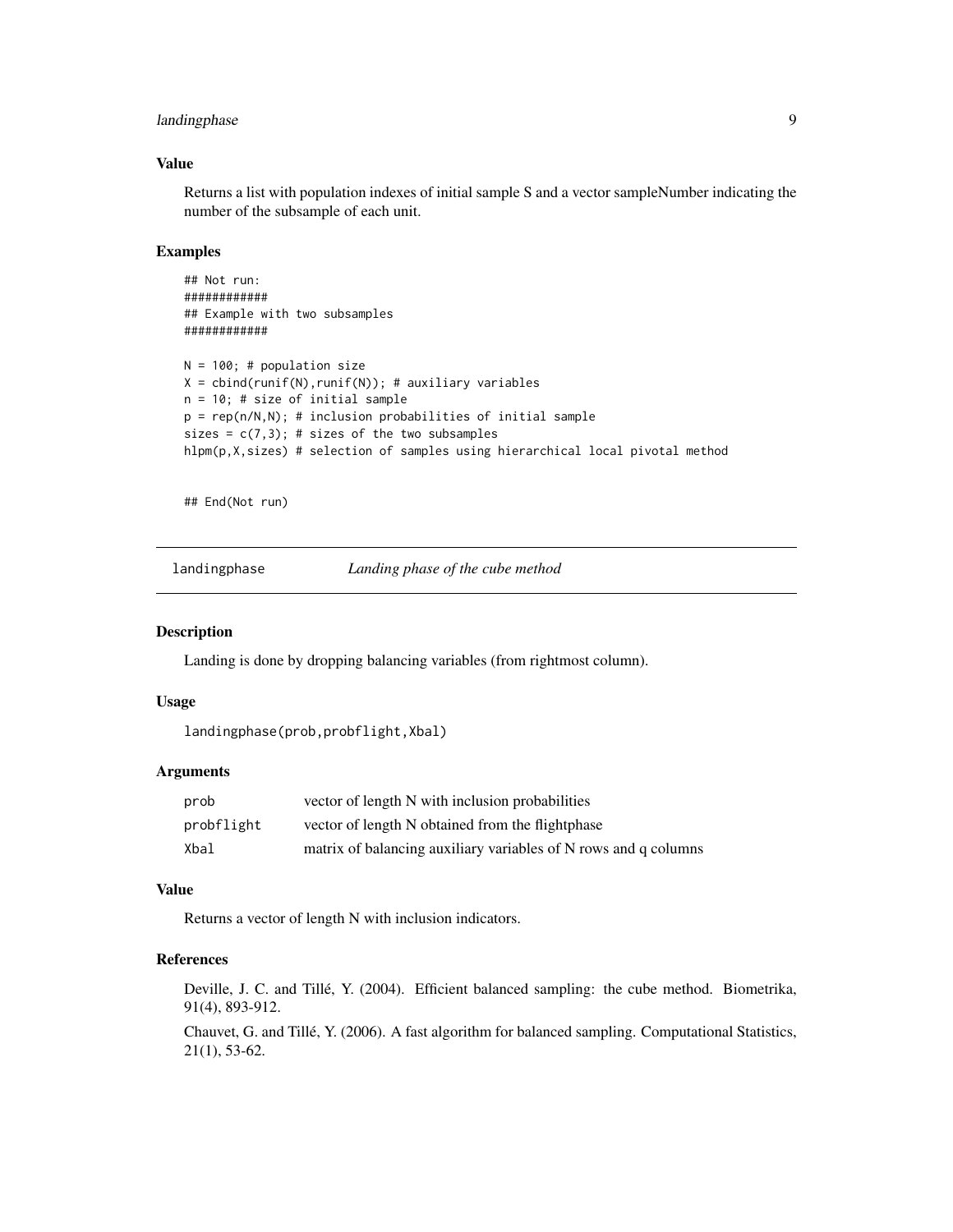### Value

Returns a list with population indexes of initial sample S and a vector sampleNumber indicating the number of the subsample of each unit.

### Examples

```
## Not run:
############
## Example with two subsamples
############

N = 100; # population size
X = cbind(runif(N),runif(N)); # auxiliary variables
n = 10; # size of initial sample
p = rep(n/N,N); # inclusion probabilities of initial sample
sizes = c(7,3); # sizes of the two subsamples
hlpm(p,X,sizes) # selection of samples using hierarchical local pivotal method


## End(Not run)
```

## landingphase — *Landing phase of the cube method*

### Description

Landing is done by dropping balancing variables (from rightmost column).

### Usage

```
landingphase(prob,probflight,Xbal)
```

### Arguments

| | |
|---|---|
| prob | vector of length N with inclusion probabilities |
| probflight | vector of length N obtained from the flightphase |
| Xbal | matrix of balancing auxiliary variables of N rows and q columns |

### Value

Returns a vector of length N with inclusion indicators.

### References

Deville, J. C. and Tillé, Y. (2004). Efficient balanced sampling: the cube method. Biometrika, 91(4), 893-912.

Chauvet, G. and Tillé, Y. (2006). A fast algorithm for balanced sampling. Computational Statistics, 21(1), 53-62.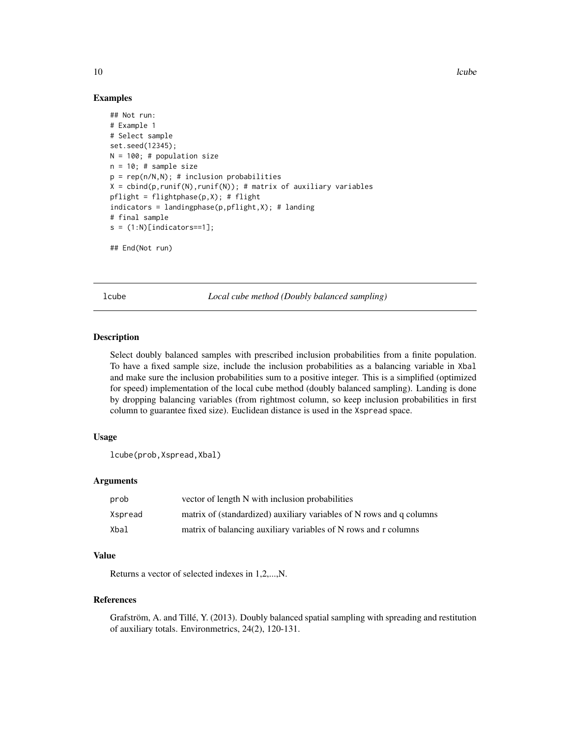## Examples

```
## Not run:
# Example 1
# Select sample
set.seed(12345);
N = 100; # population size
n = 10; # sample size
p = rep(n/N,N); # inclusion probabilities
X = cbind(p,runif(N),runif(N)); # matrix of auxiliary variables
pflight = flightphase(p,X); # flight
indicators = landingphase(p,pflight,X); # landing
# final sample
s = (1:N)[indicators==1];

## End(Not run)
```

---

# lcube *Local cube method (Doubly balanced sampling)*

---

## Description

Select doubly balanced samples with prescribed inclusion probabilities from a finite population. To have a fixed sample size, include the inclusion probabilities as a balancing variable in `Xbal` and make sure the inclusion probabilities sum to a positive integer. This is a simplified (optimized for speed) implementation of the local cube method (doubly balanced sampling). Landing is done by dropping balancing variables (from rightmost column, so keep inclusion probabilities in first column to guarantee fixed size). Euclidean distance is used in the `Xspread` space.

## Usage

```
lcube(prob,Xspread,Xbal)
```

## Arguments

| | |
|---|---|
| `prob` | vector of length N with inclusion probabilities |
| `Xspread` | matrix of (standardized) auxiliary variables of N rows and q columns |
| `Xbal` | matrix of balancing auxiliary variables of N rows and r columns |

## Value

Returns a vector of selected indexes in 1,2,...,N.

## References

Grafström, A. and Tillé, Y. (2013). Doubly balanced spatial sampling with spreading and restitution of auxiliary totals. Environmetrics, 24(2), 120-131.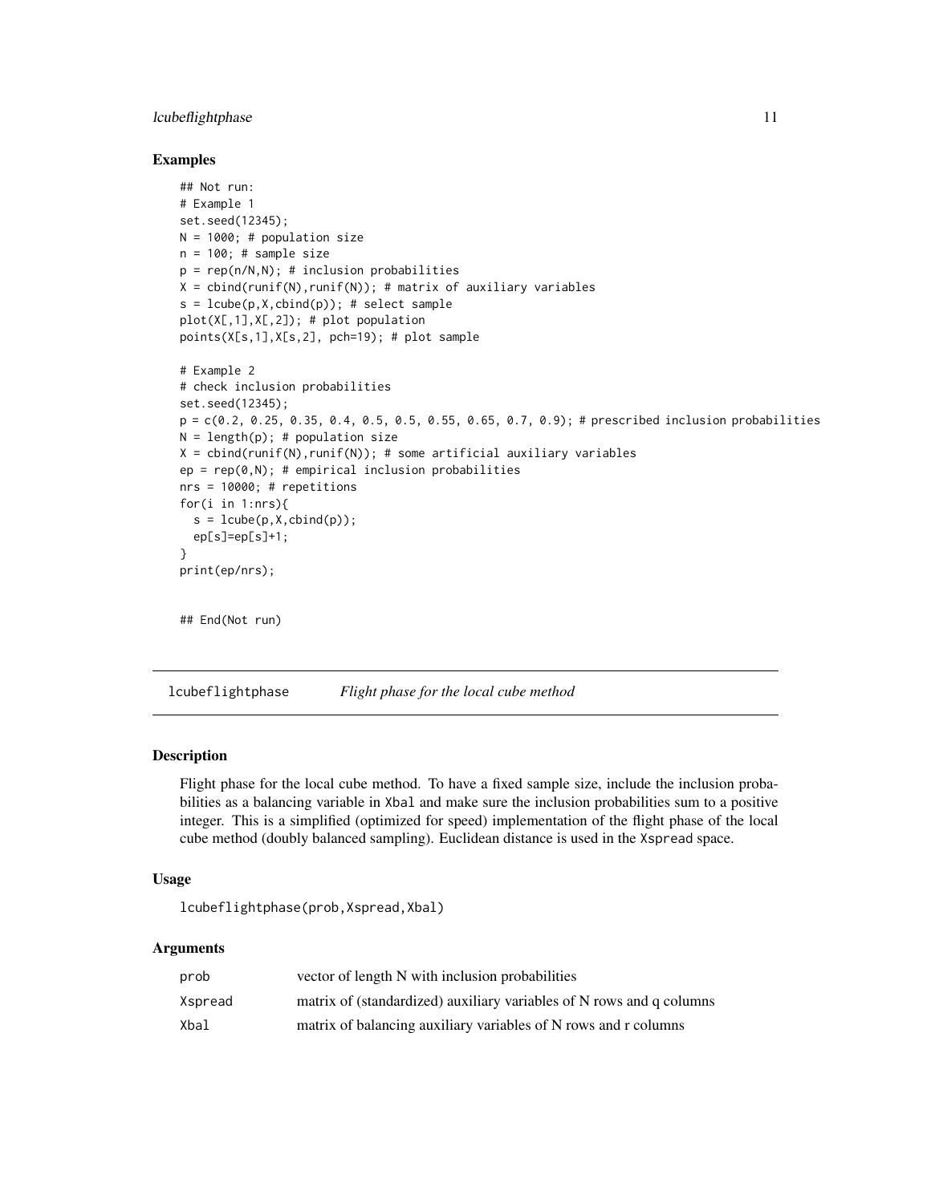### Examples

```
## Not run:
# Example 1
set.seed(12345);
N = 1000; # population size
n = 100; # sample size
p = rep(n/N,N); # inclusion probabilities
X = cbind(runif(N),runif(N)); # matrix of auxiliary variables
s = lcube(p,X,cbind(p)); # select sample
plot(X[,1],X[,2]); # plot population
points(X[s,1],X[s,2], pch=19); # plot sample

# Example 2
# check inclusion probabilities
set.seed(12345);
p = c(0.2, 0.25, 0.35, 0.4, 0.5, 0.5, 0.55, 0.65, 0.7, 0.9); # prescribed inclusion probabilities
N = length(p); # population size
X = cbind(runif(N),runif(N)); # some artificial auxiliary variables
ep = rep(0,N); # empirical inclusion probabilities
nrs = 10000; # repetitions
for(i in 1:nrs){
  s = lcube(p,X,cbind(p));
  ep[s]=ep[s]+1;
}
print(ep/nrs);


## End(Not run)
```

## lcubeflightphase &nbsp;&nbsp;&nbsp; *Flight phase for the local cube method*

### Description

Flight phase for the local cube method. To have a fixed sample size, include the inclusion probabilities as a balancing variable in `Xbal` and make sure the inclusion probabilities sum to a positive integer. This is a simplified (optimized for speed) implementation of the flight phase of the local cube method (doubly balanced sampling). Euclidean distance is used in the `Xspread` space.

### Usage

```
lcubeflightphase(prob,Xspread,Xbal)
```

### Arguments

| | |
|---|---|
| prob | vector of length N with inclusion probabilities |
| Xspread | matrix of (standardized) auxiliary variables of N rows and q columns |
| Xbal | matrix of balancing auxiliary variables of N rows and r columns |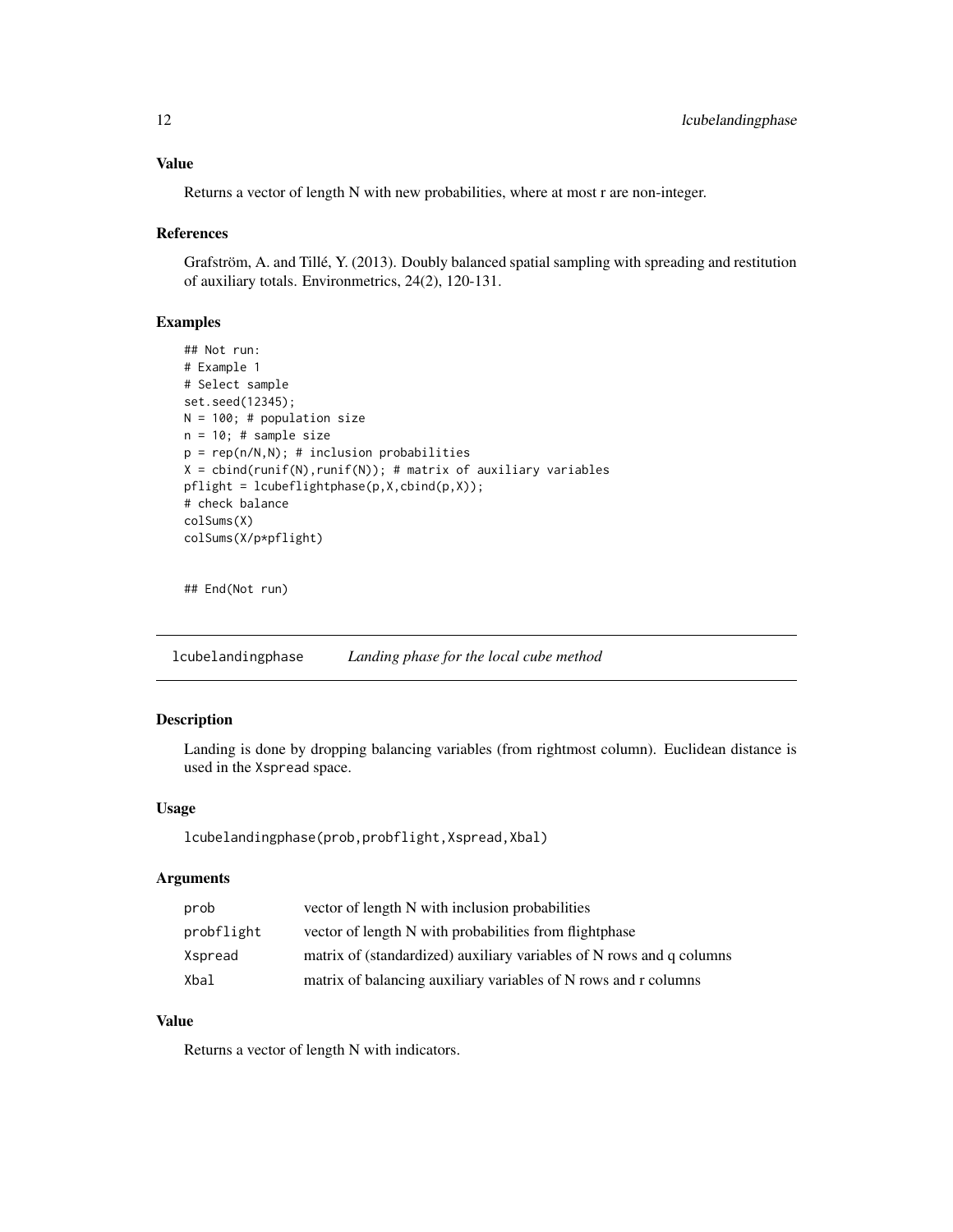### Value

Returns a vector of length N with new probabilities, where at most r are non-integer.

### References

Grafström, A. and Tillé, Y. (2013). Doubly balanced spatial sampling with spreading and restitution of auxiliary totals. Environmetrics, 24(2), 120-131.

### Examples

```
## Not run:
# Example 1
# Select sample
set.seed(12345);
N = 100; # population size
n = 10; # sample size
p = rep(n/N,N); # inclusion probabilities
X = cbind(runif(N),runif(N)); # matrix of auxiliary variables
pflight = lcubeflightphase(p,X,cbind(p,X));
# check balance
colSums(X)
colSums(X/p*pflight)


## End(Not run)
```

---

## lcubelandingphase *Landing phase for the local cube method*

---

### Description

Landing is done by dropping balancing variables (from rightmost column). Euclidean distance is used in the Xspread space.

### Usage

```
lcubelandingphase(prob,probflight,Xspread,Xbal)
```

### Arguments

| | |
|---|---|
| prob | vector of length N with inclusion probabilities |
| probflight | vector of length N with probabilities from flightphase |
| Xspread | matrix of (standardized) auxiliary variables of N rows and q columns |
| Xbal | matrix of balancing auxiliary variables of N rows and r columns |

### Value

Returns a vector of length N with indicators.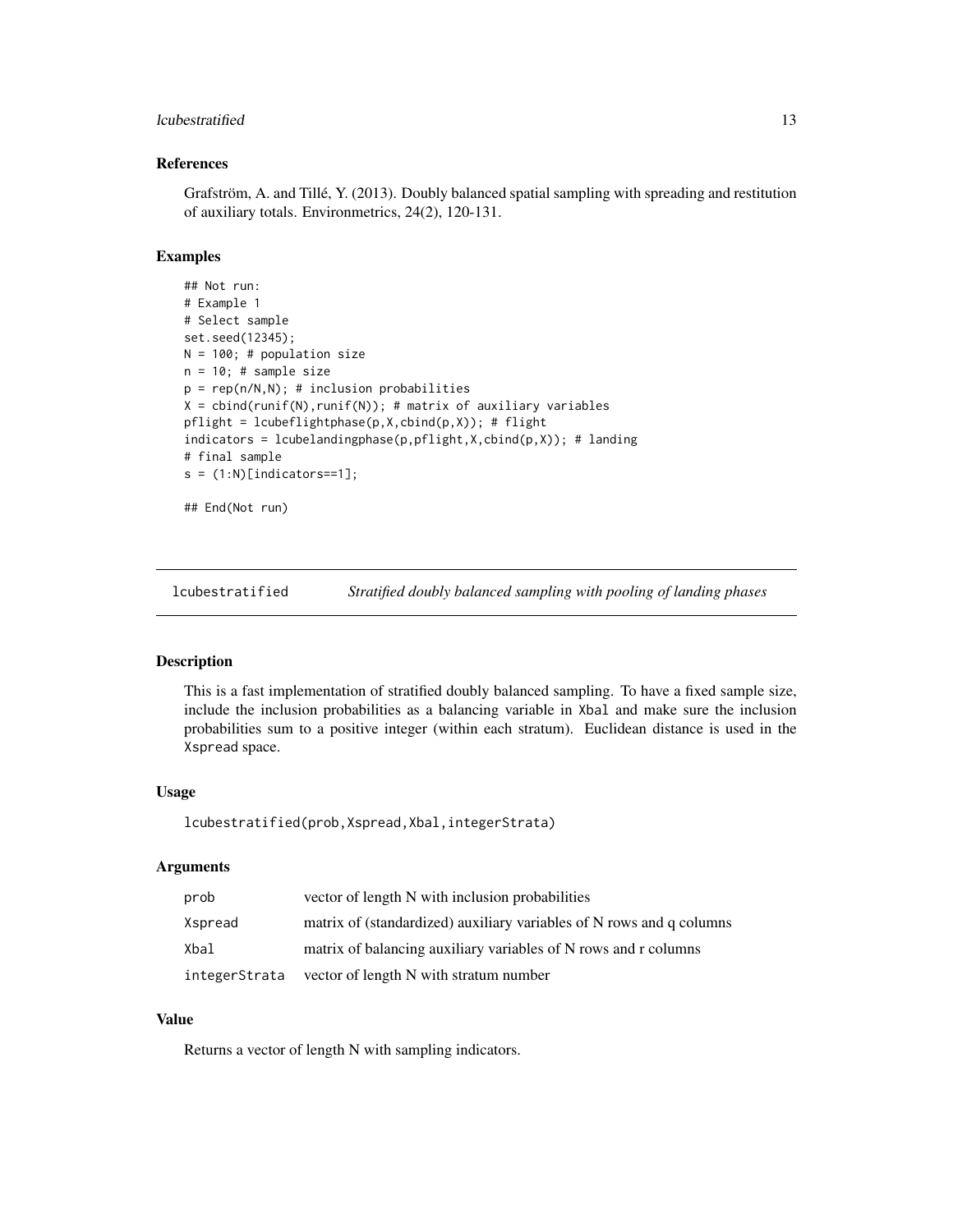## References

Grafström, A. and Tillé, Y. (2013). Doubly balanced spatial sampling with spreading and restitution of auxiliary totals. Environmetrics, 24(2), 120-131.

## Examples

```
## Not run:
# Example 1
# Select sample
set.seed(12345);
N = 100; # population size
n = 10; # sample size
p = rep(n/N,N); # inclusion probabilities
X = cbind(runif(N),runif(N)); # matrix of auxiliary variables
pflight = lcubeflightphase(p,X,cbind(p,X)); # flight
indicators = lcubelandingphase(p,pflight,X,cbind(p,X)); # landing
# final sample
s = (1:N)[indicators==1];

## End(Not run)
```

---

# lcubestratified — *Stratified doubly balanced sampling with pooling of landing phases*

## Description

This is a fast implementation of stratified doubly balanced sampling. To have a fixed sample size, include the inclusion probabilities as a balancing variable in `Xbal` and make sure the inclusion probabilities sum to a positive integer (within each stratum). Euclidean distance is used in the `Xspread` space.

## Usage

```
lcubestratified(prob,Xspread,Xbal,integerStrata)
```

## Arguments

| | |
|---|---|
| `prob` | vector of length N with inclusion probabilities |
| `Xspread` | matrix of (standardized) auxiliary variables of N rows and q columns |
| `Xbal` | matrix of balancing auxiliary variables of N rows and r columns |
| `integerStrata` | vector of length N with stratum number |

## Value

Returns a vector of length N with sampling indicators.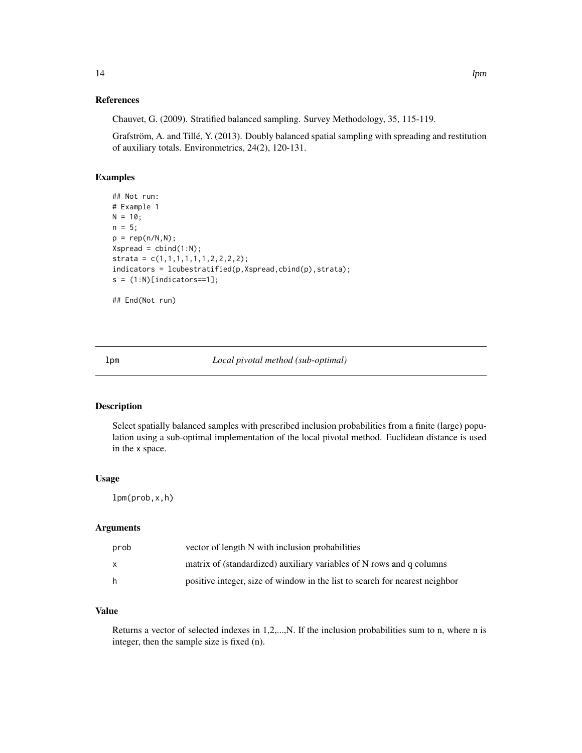### References

Chauvet, G. (2009). Stratified balanced sampling. Survey Methodology, 35, 115-119.

Grafström, A. and Tillé, Y. (2013). Doubly balanced spatial sampling with spreading and restitution of auxiliary totals. Environmetrics, 24(2), 120-131.

### Examples

```
## Not run:
# Example 1
N = 10;
n = 5;
p = rep(n/N,N);
Xspread = cbind(1:N);
strata = c(1,1,1,1,1,1,2,2,2,2);
indicators = lcubestratified(p,Xspread,cbind(p),strata);
s = (1:N)[indicators==1];

## End(Not run)
```

---

## lpm — *Local pivotal method (sub-optimal)*

---

### Description

Select spatially balanced samples with prescribed inclusion probabilities from a finite (large) population using a sub-optimal implementation of the local pivotal method. Euclidean distance is used in the `x` space.

### Usage

```
lpm(prob,x,h)
```

### Arguments

| | |
|---|---|
| prob | vector of length N with inclusion probabilities |
| x | matrix of (standardized) auxiliary variables of N rows and q columns |
| h | positive integer, size of window in the list to search for nearest neighbor |

### Value

Returns a vector of selected indexes in 1,2,...,N. If the inclusion probabilities sum to n, where n is integer, then the sample size is fixed (n).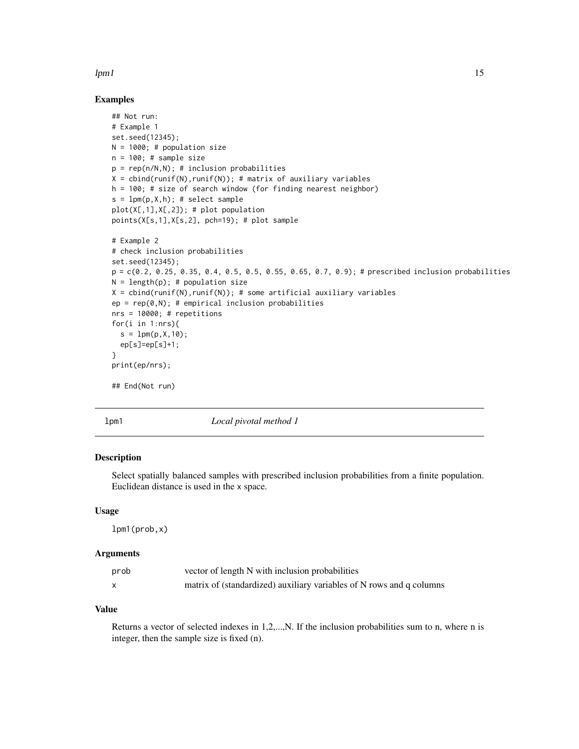## Examples

```
## Not run:
# Example 1
set.seed(12345);
N = 1000; # population size
n = 100; # sample size
p = rep(n/N,N); # inclusion probabilities
X = cbind(runif(N),runif(N)); # matrix of auxiliary variables
h = 100; # size of search window (for finding nearest neighbor)
s = lpm(p,X,h); # select sample
plot(X[,1],X[,2]); # plot population
points(X[s,1],X[s,2], pch=19); # plot sample

# Example 2
# check inclusion probabilities
set.seed(12345);
p = c(0.2, 0.25, 0.35, 0.4, 0.5, 0.5, 0.55, 0.65, 0.7, 0.9); # prescribed inclusion probabilities
N = length(p); # population size
X = cbind(runif(N),runif(N)); # some artificial auxiliary variables
ep = rep(0,N); # empirical inclusion probabilities
nrs = 10000; # repetitions
for(i in 1:nrs){
  s = lpm(p,X,10);
  ep[s]=ep[s]+1;
}
print(ep/nrs);

## End(Not run)
```

---

## lpm1 — *Local pivotal method 1*

---

### Description

Select spatially balanced samples with prescribed inclusion probabilities from a finite population. Euclidean distance is used in the x space.

### Usage

```
lpm1(prob,x)
```

### Arguments

| | |
|---|---|
| prob | vector of length N with inclusion probabilities |
| x | matrix of (standardized) auxiliary variables of N rows and q columns |

### Value

Returns a vector of selected indexes in 1,2,...,N. If the inclusion probabilities sum to n, where n is integer, then the sample size is fixed (n).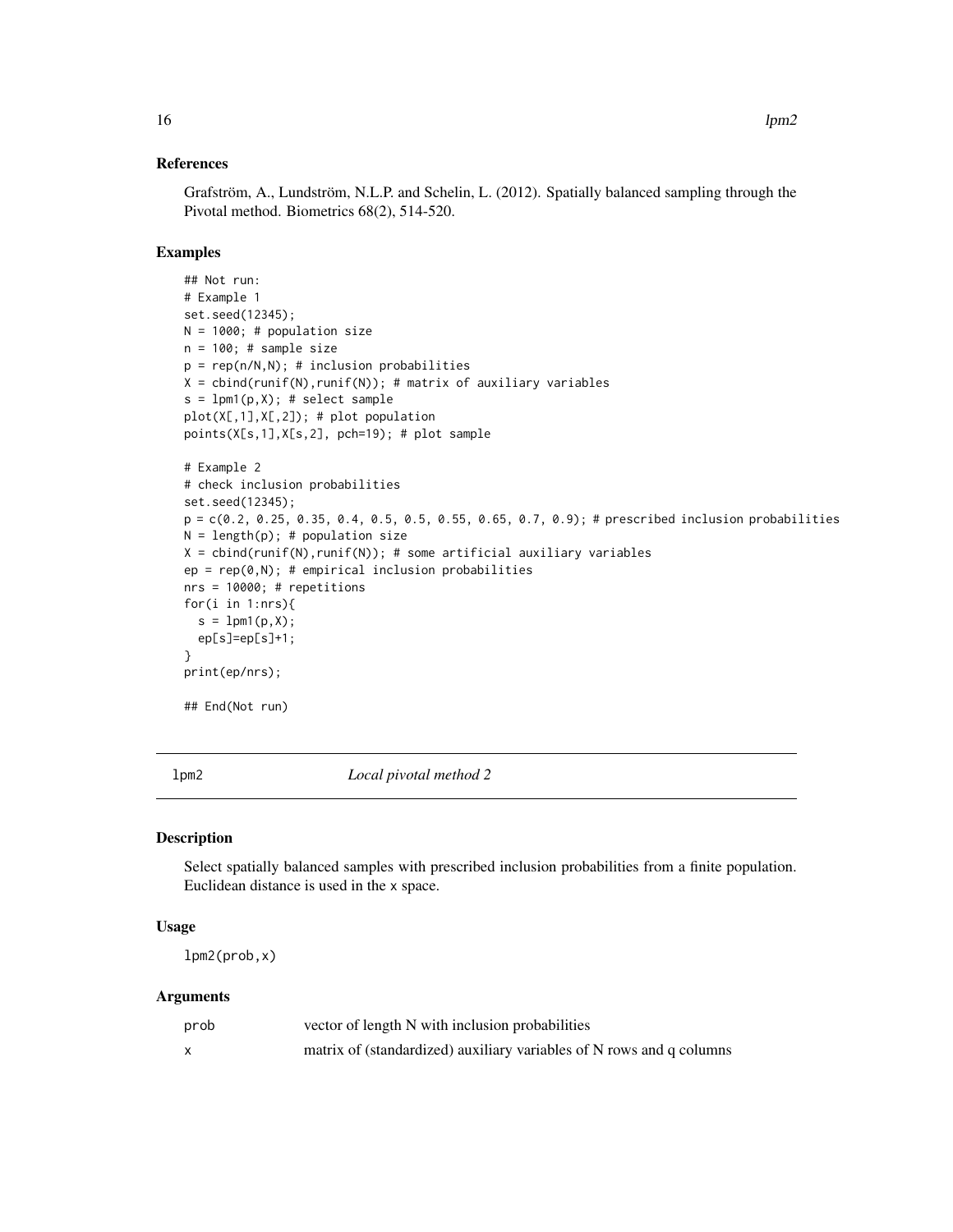### References

Grafström, A., Lundström, N.L.P. and Schelin, L. (2012). Spatially balanced sampling through the Pivotal method. Biometrics 68(2), 514-520.

### Examples

```
## Not run:
# Example 1
set.seed(12345);
N = 1000; # population size
n = 100; # sample size
p = rep(n/N,N); # inclusion probabilities
X = cbind(runif(N),runif(N)); # matrix of auxiliary variables
s = lpm1(p,X); # select sample
plot(X[,1],X[,2]); # plot population
points(X[s,1],X[s,2], pch=19); # plot sample

# Example 2
# check inclusion probabilities
set.seed(12345);
p = c(0.2, 0.25, 0.35, 0.4, 0.5, 0.5, 0.55, 0.65, 0.7, 0.9); # prescribed inclusion probabilities
N = length(p); # population size
X = cbind(runif(N),runif(N)); # some artificial auxiliary variables
ep = rep(0,N); # empirical inclusion probabilities
nrs = 10000; # repetitions
for(i in 1:nrs){
  s = lpm1(p,X);
  ep[s]=ep[s]+1;
}
print(ep/nrs);

## End(Not run)
```

---

## lpm2 *Local pivotal method 2*

### Description

Select spatially balanced samples with prescribed inclusion probabilities from a finite population. Euclidean distance is used in the x space.

### Usage

```
lpm2(prob,x)
```

### Arguments

| | |
|---|---|
| prob | vector of length N with inclusion probabilities |
| x | matrix of (standardized) auxiliary variables of N rows and q columns |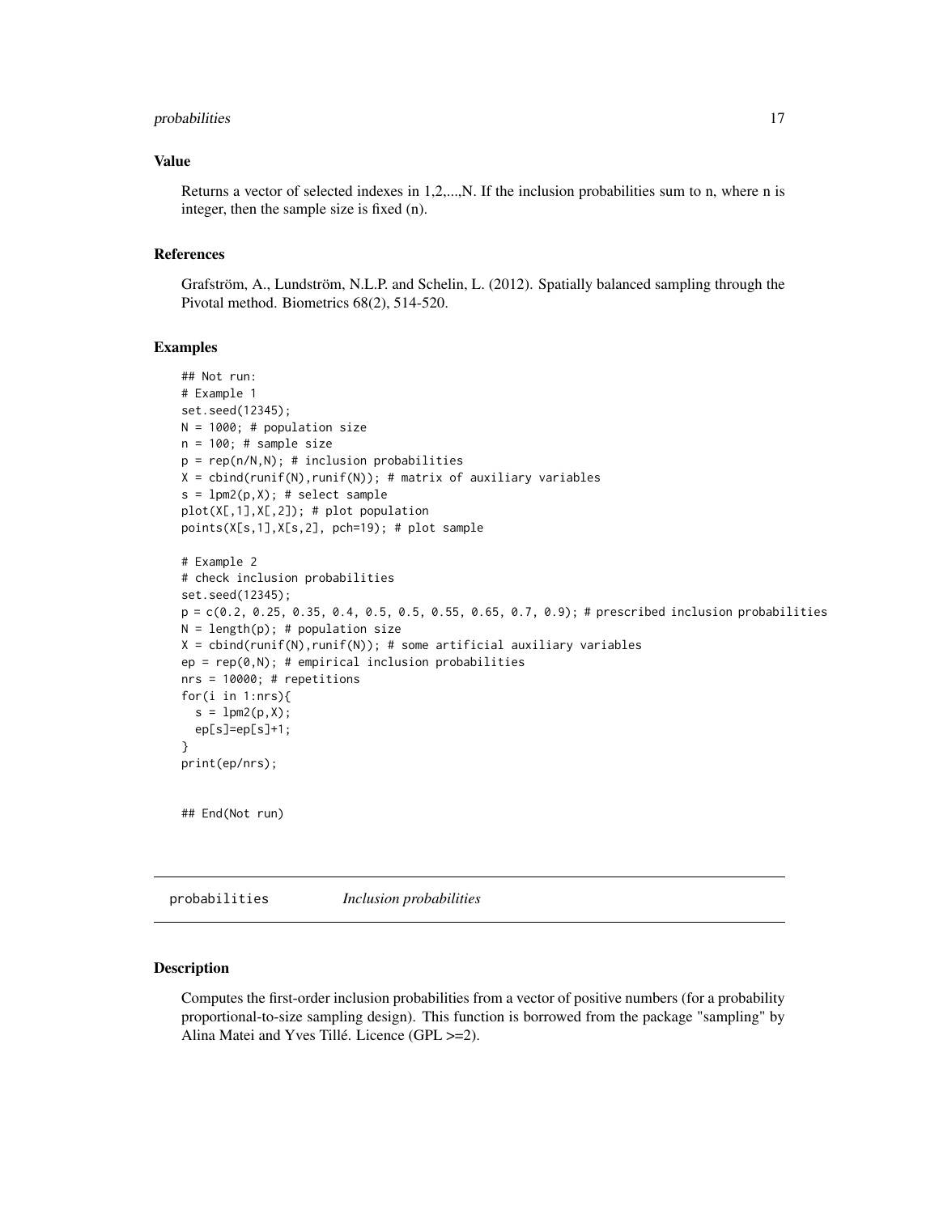## Value

Returns a vector of selected indexes in 1,2,...,N. If the inclusion probabilities sum to n, where n is integer, then the sample size is fixed (n).

## References

Grafström, A., Lundström, N.L.P. and Schelin, L. (2012). Spatially balanced sampling through the Pivotal method. Biometrics 68(2), 514-520.

## Examples

```
## Not run:
# Example 1
set.seed(12345);
N = 1000; # population size
n = 100; # sample size
p = rep(n/N,N); # inclusion probabilities
X = cbind(runif(N),runif(N)); # matrix of auxiliary variables
s = lpm2(p,X); # select sample
plot(X[,1],X[,2]); # plot population
points(X[s,1],X[s,2], pch=19); # plot sample

# Example 2
# check inclusion probabilities
set.seed(12345);
p = c(0.2, 0.25, 0.35, 0.4, 0.5, 0.5, 0.55, 0.65, 0.7, 0.9); # prescribed inclusion probabilities
N = length(p); # population size
X = cbind(runif(N),runif(N)); # some artificial auxiliary variables
ep = rep(0,N); # empirical inclusion probabilities
nrs = 10000; # repetitions
for(i in 1:nrs){
  s = lpm2(p,X);
  ep[s]=ep[s]+1;
}
print(ep/nrs);


## End(Not run)
```

---

# probabilities *Inclusion probabilities*

## Description

Computes the first-order inclusion probabilities from a vector of positive numbers (for a probability proportional-to-size sampling design). This function is borrowed from the package "sampling" by Alina Matei and Yves Tillé. Licence (GPL >=2).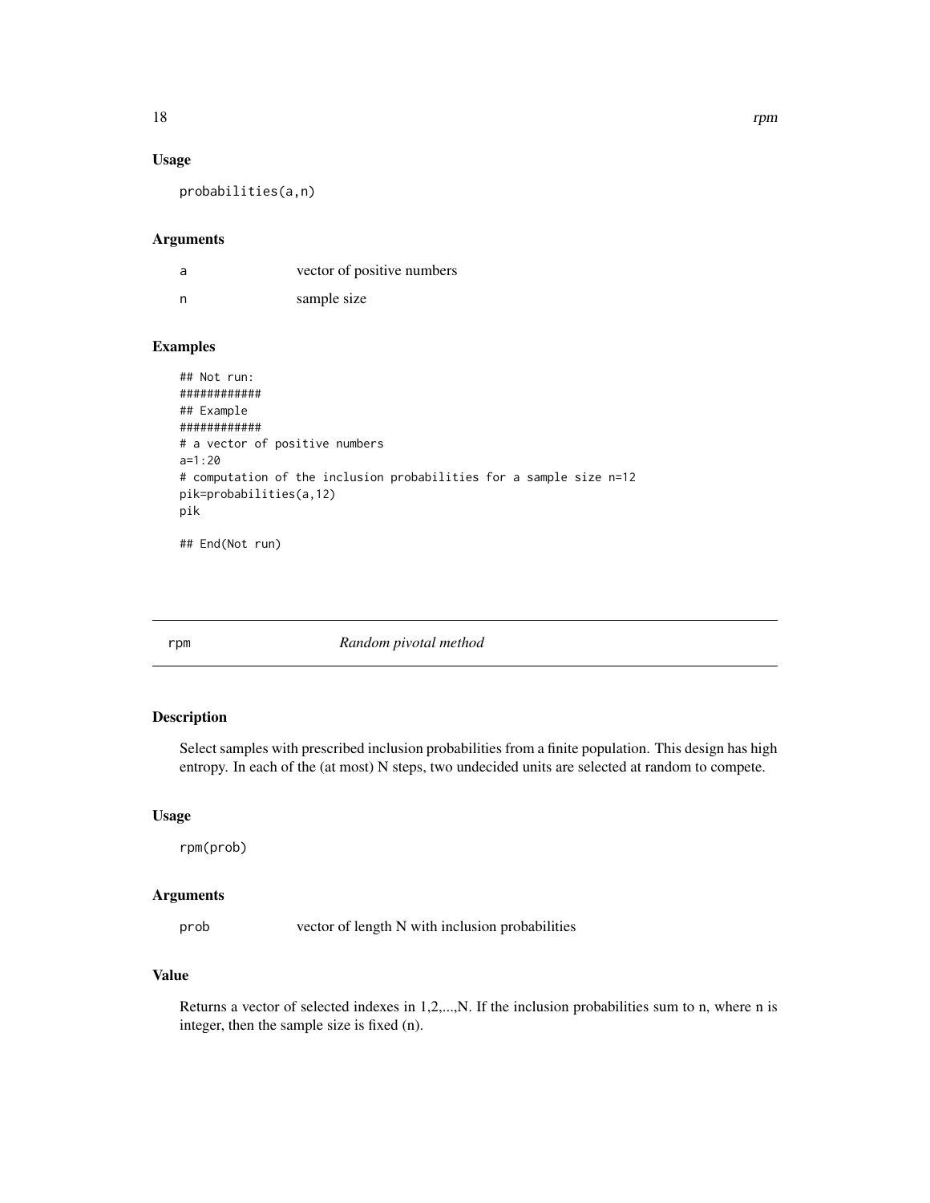### Usage

```
probabilities(a,n)
```

### Arguments

| | |
|---|---|
| a | vector of positive numbers |
| n | sample size |

### Examples

```
## Not run:
############
## Example
############
# a vector of positive numbers
a=1:20
# computation of the inclusion probabilities for a sample size n=12
pik=probabilities(a,12)
pik

## End(Not run)
```

---

## rpm *Random pivotal method*

---

### Description

Select samples with prescribed inclusion probabilities from a finite population. This design has high entropy. In each of the (at most) N steps, two undecided units are selected at random to compete.

### Usage

```
rpm(prob)
```

### Arguments

| | |
|---|---|
| prob | vector of length N with inclusion probabilities |

### Value

Returns a vector of selected indexes in 1,2,...,N. If the inclusion probabilities sum to n, where n is integer, then the sample size is fixed (n).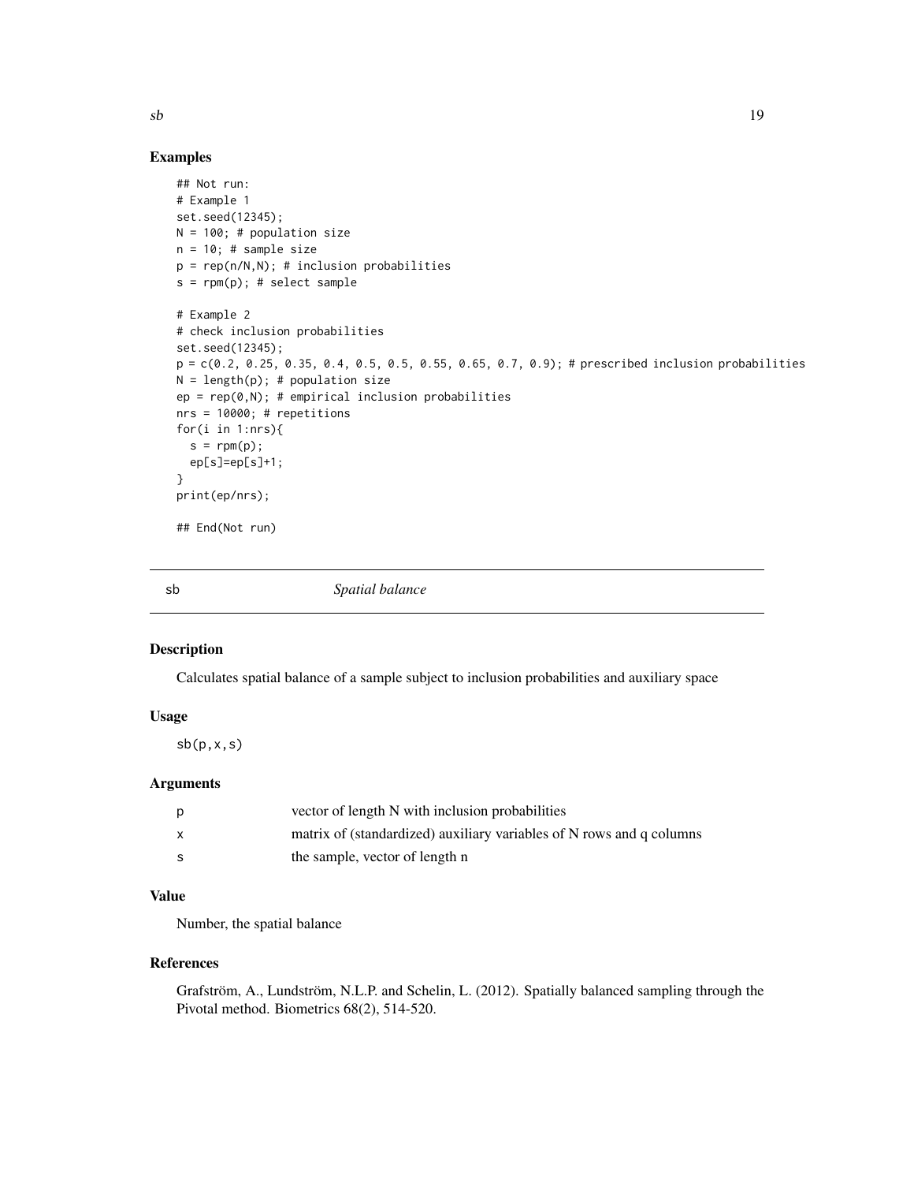## Examples

```
## Not run:
# Example 1
set.seed(12345);
N = 100; # population size
n = 10; # sample size
p = rep(n/N,N); # inclusion probabilities
s = rpm(p); # select sample

# Example 2
# check inclusion probabilities
set.seed(12345);
p = c(0.2, 0.25, 0.35, 0.4, 0.5, 0.5, 0.55, 0.65, 0.7, 0.9); # prescribed inclusion probabilities
N = length(p); # population size
ep = rep(0,N); # empirical inclusion probabilities
nrs = 10000; # repetitions
for(i in 1:nrs){
  s = rpm(p);
  ep[s]=ep[s]+1;
}
print(ep/nrs);

## End(Not run)
```

---

`sb` *Spatial balance*

---

## Description

Calculates spatial balance of a sample subject to inclusion probabilities and auxiliary space

## Usage

```
sb(p,x,s)
```

## Arguments

| | |
|---|---|
| p | vector of length N with inclusion probabilities |
| x | matrix of (standardized) auxiliary variables of N rows and q columns |
| s | the sample, vector of length n |

## Value

Number, the spatial balance

## References

Grafström, A., Lundström, N.L.P. and Schelin, L. (2012). Spatially balanced sampling through the Pivotal method. Biometrics 68(2), 514-520.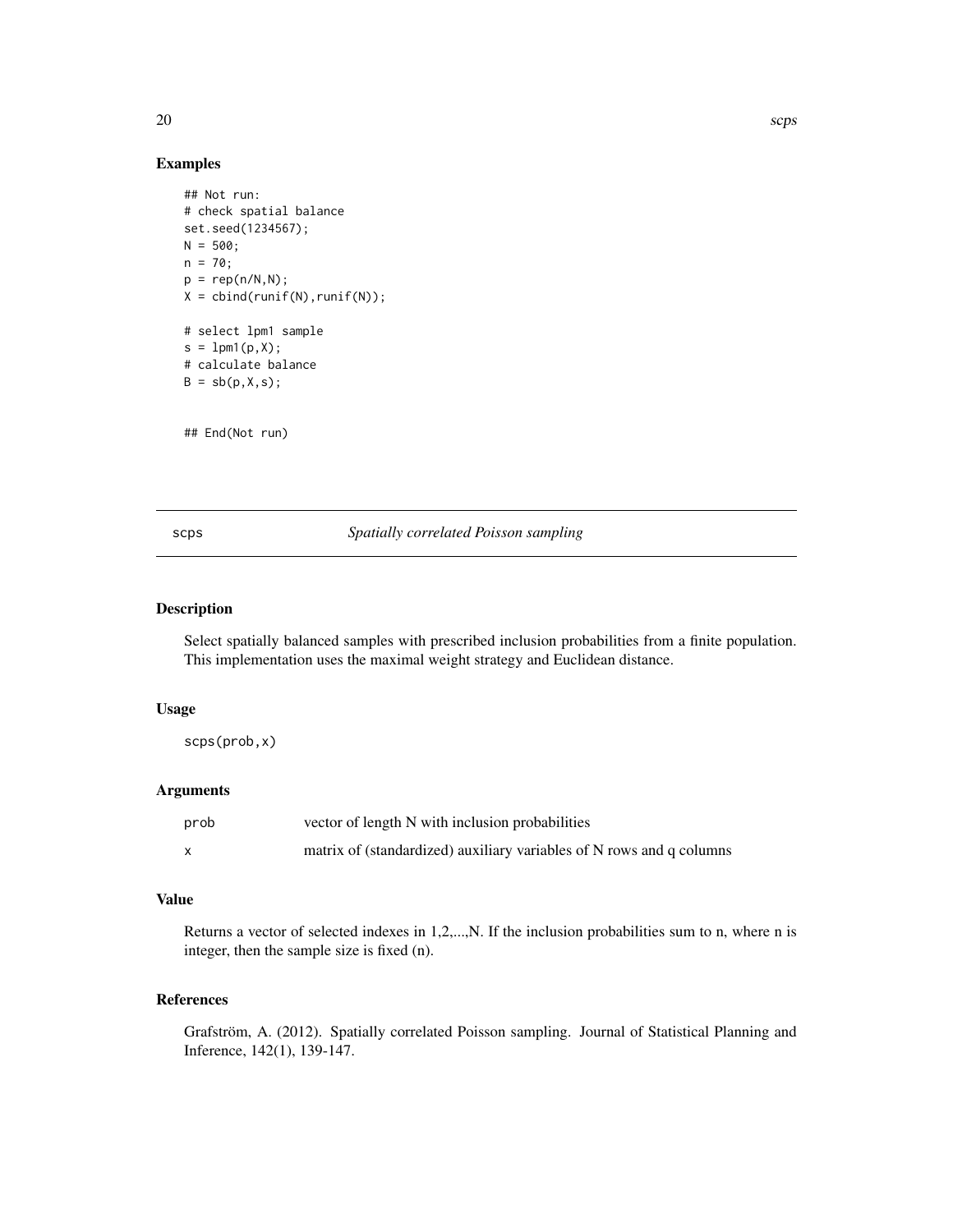## Examples

```
## Not run:
# check spatial balance
set.seed(1234567);
N = 500;
n = 70;
p = rep(n/N,N);
X = cbind(runif(N),runif(N));

# select lpm1 sample
s = lpm1(p,X);
# calculate balance
B = sb(p,X,s);


## End(Not run)
```

---

# scps — *Spatially correlated Poisson sampling*

---

## Description

Select spatially balanced samples with prescribed inclusion probabilities from a finite population. This implementation uses the maximal weight strategy and Euclidean distance.

## Usage

```
scps(prob,x)
```

## Arguments

| | |
|---|---|
| prob | vector of length N with inclusion probabilities |
| x | matrix of (standardized) auxiliary variables of N rows and q columns |

## Value

Returns a vector of selected indexes in 1,2,...,N. If the inclusion probabilities sum to n, where n is integer, then the sample size is fixed (n).

## References

Grafström, A. (2012). Spatially correlated Poisson sampling. Journal of Statistical Planning and Inference, 142(1), 139-147.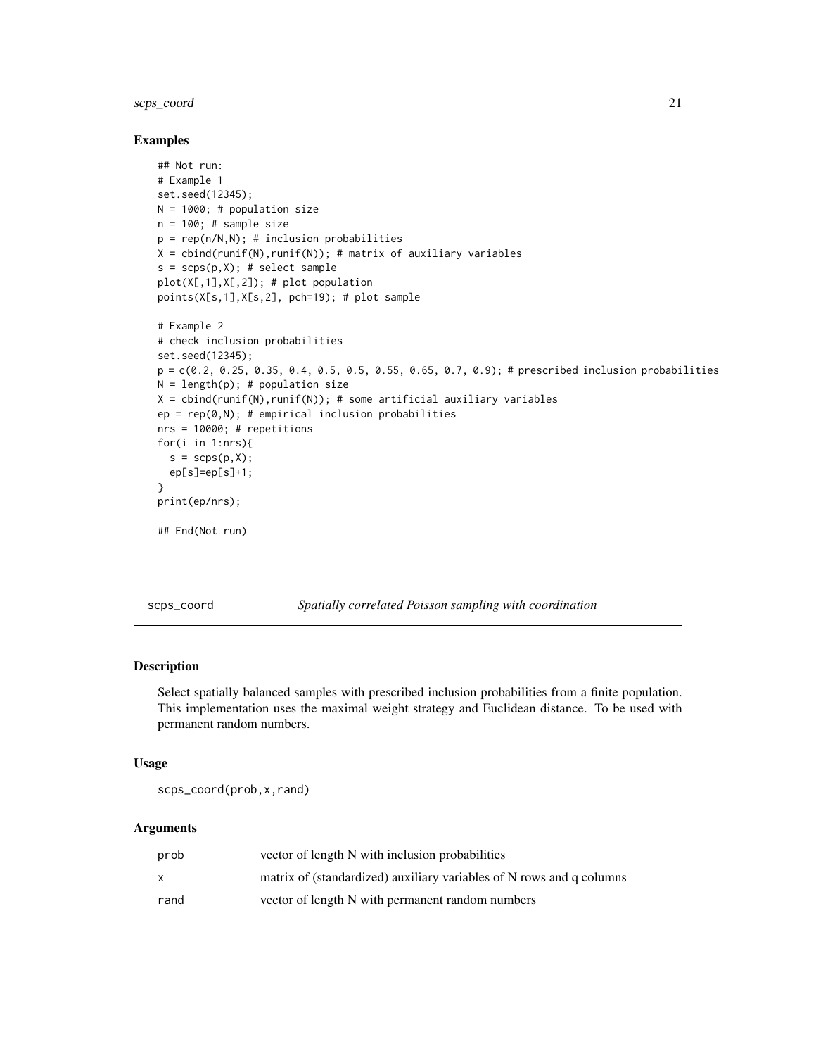## Examples

```
## Not run:
# Example 1
set.seed(12345);
N = 1000; # population size
n = 100; # sample size
p = rep(n/N,N); # inclusion probabilities
X = cbind(runif(N),runif(N)); # matrix of auxiliary variables
s = scps(p,X); # select sample
plot(X[,1],X[,2]); # plot population
points(X[s,1],X[s,2], pch=19); # plot sample

# Example 2
# check inclusion probabilities
set.seed(12345);
p = c(0.2, 0.25, 0.35, 0.4, 0.5, 0.5, 0.55, 0.65, 0.7, 0.9); # prescribed inclusion probabilities
N = length(p); # population size
X = cbind(runif(N),runif(N)); # some artificial auxiliary variables
ep = rep(0,N); # empirical inclusion probabilities
nrs = 10000; # repetitions
for(i in 1:nrs){
  s = scps(p,X);
  ep[s]=ep[s]+1;
}
print(ep/nrs);

## End(Not run)
```

---

# scps_coord — *Spatially correlated Poisson sampling with coordination*

## Description

Select spatially balanced samples with prescribed inclusion probabilities from a finite population. This implementation uses the maximal weight strategy and Euclidean distance. To be used with permanent random numbers.

## Usage

```
scps_coord(prob,x,rand)
```

## Arguments

| | |
|---|---|
| prob | vector of length N with inclusion probabilities |
| x | matrix of (standardized) auxiliary variables of N rows and q columns |
| rand | vector of length N with permanent random numbers |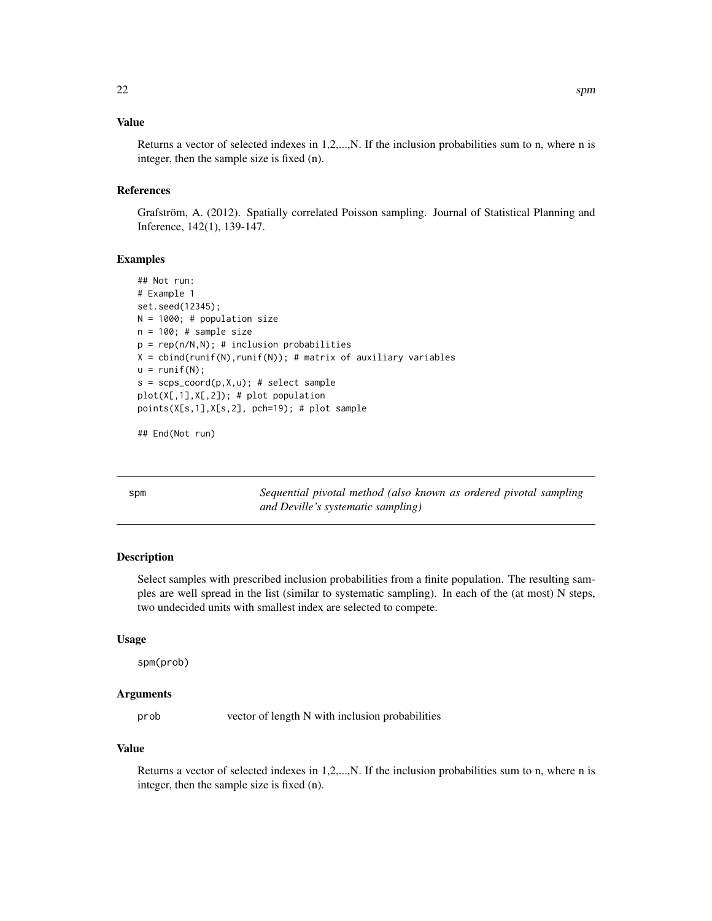### Value

Returns a vector of selected indexes in 1,2,...,N. If the inclusion probabilities sum to n, where n is integer, then the sample size is fixed (n).

### References

Grafström, A. (2012). Spatially correlated Poisson sampling. Journal of Statistical Planning and Inference, 142(1), 139-147.

### Examples

```
## Not run:
# Example 1
set.seed(12345);
N = 1000; # population size
n = 100; # sample size
p = rep(n/N,N); # inclusion probabilities
X = cbind(runif(N),runif(N)); # matrix of auxiliary variables
u = runif(N);
s = scps_coord(p,X,u); # select sample
plot(X[,1],X[,2]); # plot population
points(X[s,1],X[s,2], pch=19); # plot sample

## End(Not run)
```

---

## spm    *Sequential pivotal method (also known as ordered pivotal sampling and Deville's systematic sampling)*

---

### Description

Select samples with prescribed inclusion probabilities from a finite population. The resulting samples are well spread in the list (similar to systematic sampling). In each of the (at most) N steps, two undecided units with smallest index are selected to compete.

### Usage

```
spm(prob)
```

### Arguments

`prob`    vector of length N with inclusion probabilities

### Value

Returns a vector of selected indexes in 1,2,...,N. If the inclusion probabilities sum to n, where n is integer, then the sample size is fixed (n).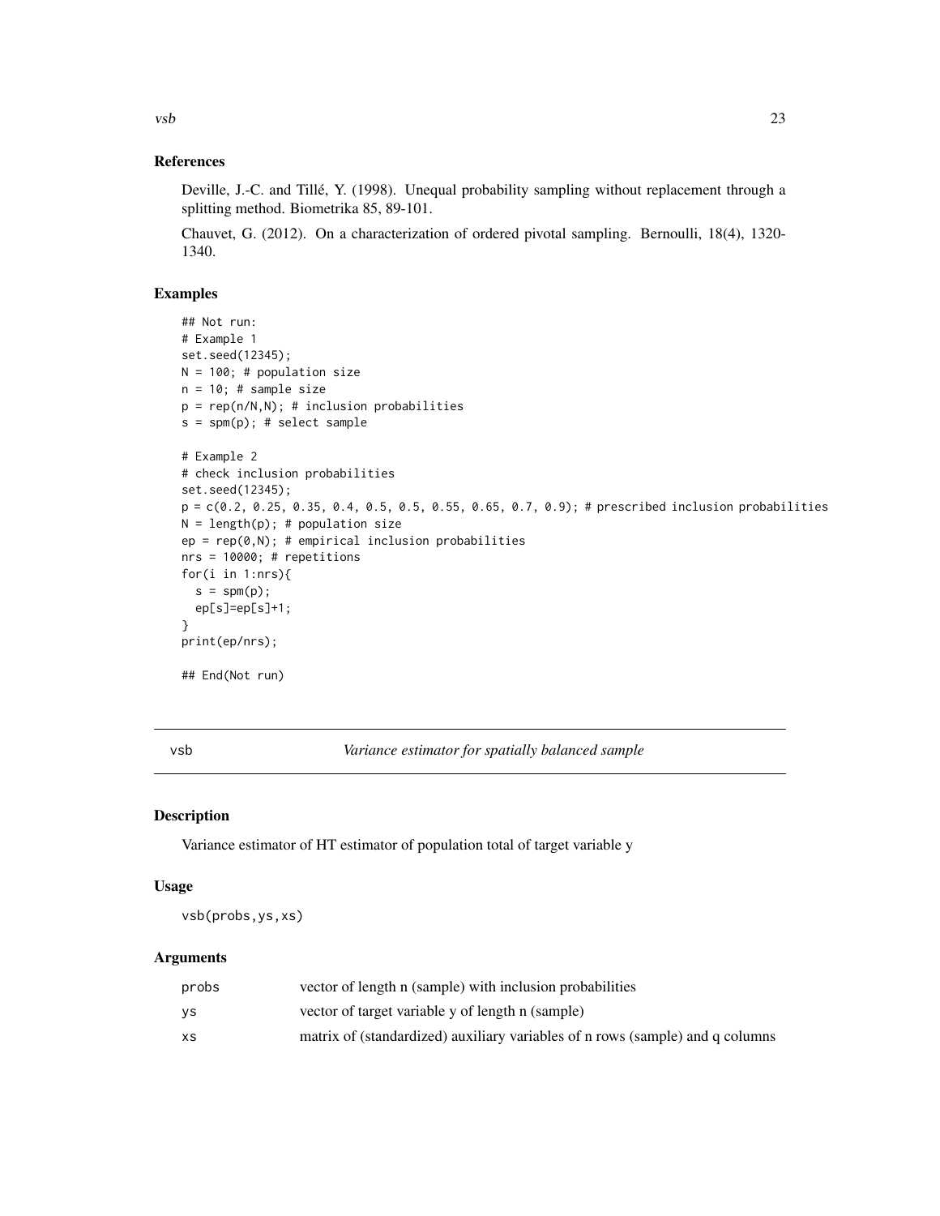## References

Deville, J.-C. and Tillé, Y. (1998). Unequal probability sampling without replacement through a splitting method. Biometrika 85, 89-101.

Chauvet, G. (2012). On a characterization of ordered pivotal sampling. Bernoulli, 18(4), 1320-1340.

## Examples

```
## Not run:
# Example 1
set.seed(12345);
N = 100; # population size
n = 10; # sample size
p = rep(n/N,N); # inclusion probabilities
s = spm(p); # select sample

# Example 2
# check inclusion probabilities
set.seed(12345);
p = c(0.2, 0.25, 0.35, 0.4, 0.5, 0.5, 0.55, 0.65, 0.7, 0.9); # prescribed inclusion probabilities
N = length(p); # population size
ep = rep(0,N); # empirical inclusion probabilities
nrs = 10000; # repetitions
for(i in 1:nrs){
  s = spm(p);
  ep[s]=ep[s]+1;
}
print(ep/nrs);

## End(Not run)
```

---

# vsb    *Variance estimator for spatially balanced sample*

## Description

Variance estimator of HT estimator of population total of target variable y

## Usage

```
vsb(probs,ys,xs)
```

## Arguments

| | |
|---|---|
| probs | vector of length n (sample) with inclusion probabilities |
| ys | vector of target variable y of length n (sample) |
| xs | matrix of (standardized) auxiliary variables of n rows (sample) and q columns |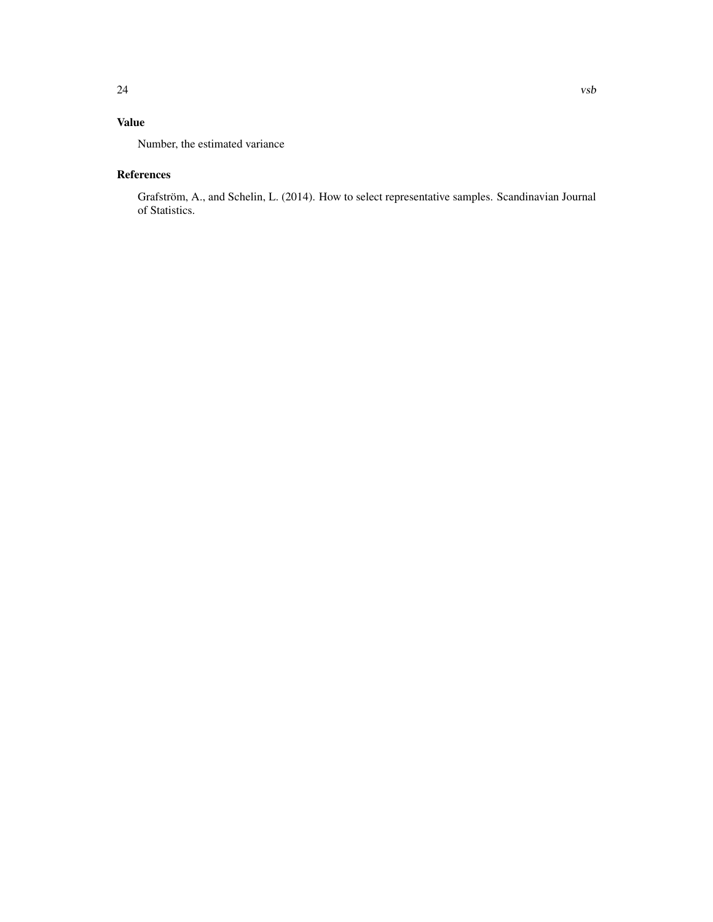### Value

Number, the estimated variance

### References

Grafström, A., and Schelin, L. (2014). How to select representative samples. Scandinavian Journal of Statistics.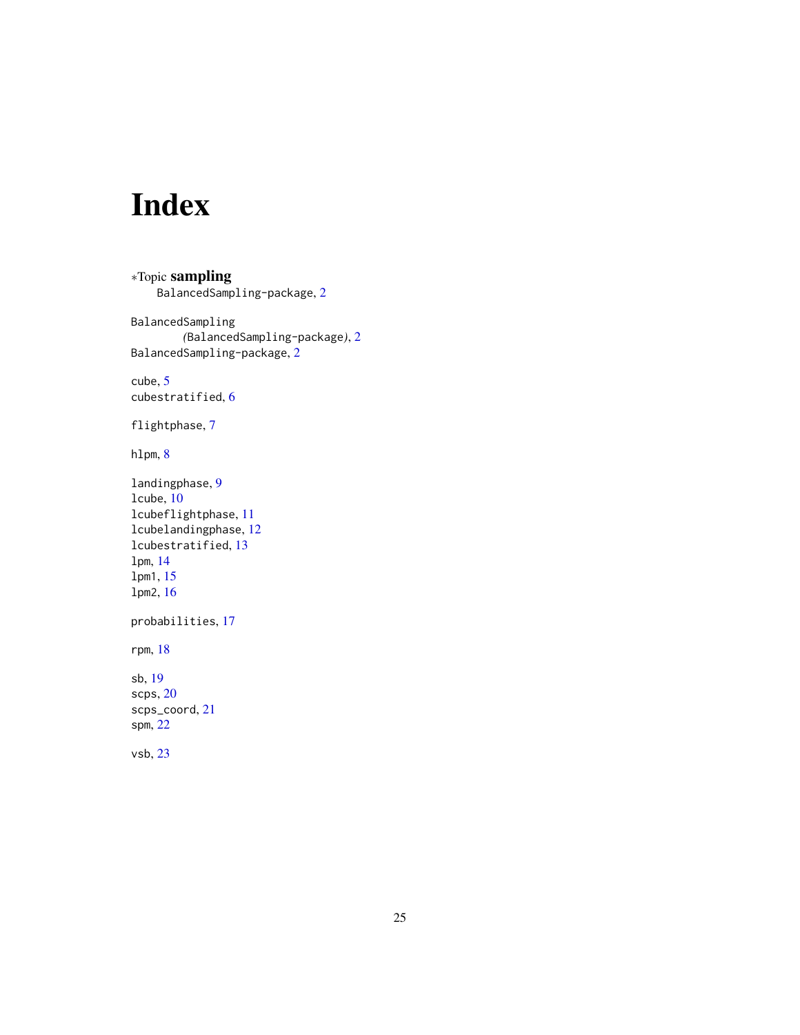# Index

*Topic **sampling**
    BalancedSampling-package, 2

BalancedSampling
    (BalancedSampling-package), 2
BalancedSampling-package, 2

cube, 5
cubestratified, 6

flightphase, 7

hlpm, 8

landingphase, 9
lcube, 10
lcubeflightphase, 11
lcubelandingphase, 12
lcubestratified, 13
lpm, 14
lpm1, 15
lpm2, 16

probabilities, 17

rpm, 18

sb, 19
scps, 20
scps_coord, 21
spm, 22

vsb, 23